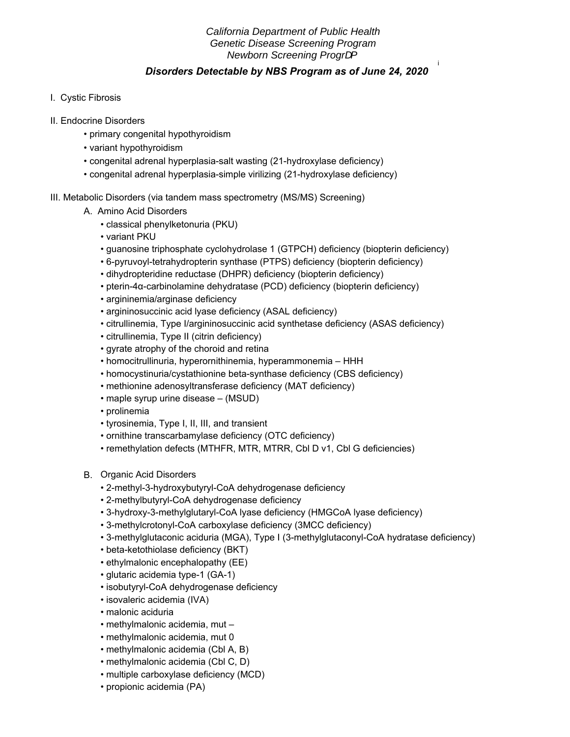*California Department of Public Health*
*Genetic Disease Screening Program*
*Newborn Screening ProgrDP*

## *Disorders Detectable by NBS Program as of June 24, 2020* [i]

I. Cystic Fibrosis

II. Endocrine Disorders

- primary congenital hypothyroidism
- variant hypothyroidism
- congenital adrenal hyperplasia-salt wasting (21-hydroxylase deficiency)
- congenital adrenal hyperplasia-simple virilizing (21-hydroxylase deficiency)

III. Metabolic Disorders (via tandem mass spectrometry (MS/MS) Screening)

A. Amino Acid Disorders

- classical phenylketonuria (PKU)
- variant PKU
- guanosine triphosphate cyclohydrolase 1 (GTPCH) deficiency (biopterin deficiency)
- 6-pyruvoyl-tetrahydropterin synthase (PTPS) deficiency (biopterin deficiency)
- dihydropteridine reductase (DHPR) deficiency (biopterin deficiency)
- pterin-4α-carbinolamine dehydratase (PCD) deficiency (biopterin deficiency)
- argininemia/arginase deficiency
- argininosuccinic acid lyase deficiency (ASAL deficiency)
- citrullinemia, Type I/argininosuccinic acid synthetase deficiency (ASAS deficiency)
- citrullinemia, Type II (citrin deficiency)
- gyrate atrophy of the choroid and retina
- homocitrullinuria, hyperornithinemia, hyperammonemia – HHH
- homocystinuria/cystathionine beta-synthase deficiency (CBS deficiency)
- methionine adenosyltransferase deficiency (MAT deficiency)
- maple syrup urine disease – (MSUD)
- prolinemia
- tyrosinemia, Type I, II, III, and transient
- ornithine transcarbamylase deficiency (OTC deficiency)
- remethylation defects (MTHFR, MTR, MTRR, Cbl D v1, Cbl G deficiencies)

B. Organic Acid Disorders

- 2-methyl-3-hydroxybutyryl-CoA dehydrogenase deficiency
- 2-methylbutyryl-CoA dehydrogenase deficiency
- 3-hydroxy-3-methylglutaryl-CoA lyase deficiency (HMGCoA lyase deficiency)
- 3-methylcrotonyl-CoA carboxylase deficiency (3MCC deficiency)
- 3-methylglutaconic aciduria (MGA), Type I (3-methylglutaconyl-CoA hydratase deficiency)
- beta-ketothiolase deficiency (BKT)
- ethylmalonic encephalopathy (EE)
- glutaric acidemia type-1 (GA-1)
- isobutyryl-CoA dehydrogenase deficiency
- isovaleric acidemia (IVA)
- malonic aciduria
- methylmalonic acidemia, mut –
- methylmalonic acidemia, mut 0
- methylmalonic acidemia (Cbl A, B)
- methylmalonic acidemia (Cbl C, D)
- multiple carboxylase deficiency (MCD)
- propionic acidemia (PA)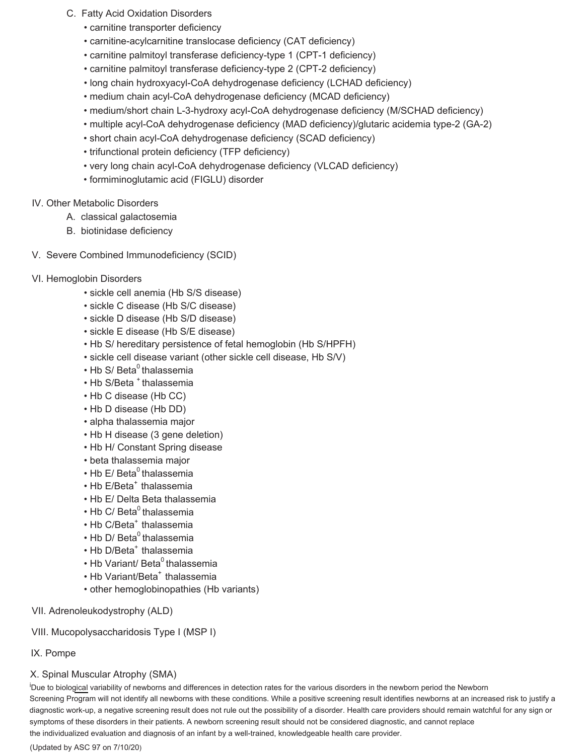C. Fatty Acid Oxidation Disorders

- carnitine transporter deficiency
- carnitine-acylcarnitine translocase deficiency (CAT deficiency)
- carnitine palmitoyl transferase deficiency-type 1 (CPT-1 deficiency)
- carnitine palmitoyl transferase deficiency-type 2 (CPT-2 deficiency)
- long chain hydroxyacyl-CoA dehydrogenase deficiency (LCHAD deficiency)
- medium chain acyl-CoA dehydrogenase deficiency (MCAD deficiency)
- medium/short chain L-3-hydroxy acyl-CoA dehydrogenase deficiency (M/SCHAD deficiency)
- multiple acyl-CoA dehydrogenase deficiency (MAD deficiency)/glutaric acidemia type-2 (GA-2)
- short chain acyl-CoA dehydrogenase deficiency (SCAD deficiency)
- trifunctional protein deficiency (TFP deficiency)
- very long chain acyl-CoA dehydrogenase deficiency (VLCAD deficiency)
- formiminoglutamic acid (FIGLU) disorder

IV. Other Metabolic Disorders

A. classical galactosemia

B. biotinidase deficiency

V. Severe Combined Immunodeficiency (SCID)

VI. Hemoglobin Disorders

- sickle cell anemia (Hb S/S disease)
- sickle C disease (Hb S/C disease)
- sickle D disease (Hb S/D disease)
- sickle E disease (Hb S/E disease)
- Hb S/ hereditary persistence of fetal hemoglobin (Hb S/HPFH)
- sickle cell disease variant (other sickle cell disease, Hb S/V)
- Hb S/ $Beta^0$ thalassemia
- Hb S/$Beta^+$ thalassemia
- Hb C disease (Hb CC)
- Hb D disease (Hb DD)
- alpha thalassemia major
- Hb H disease (3 gene deletion)
- Hb H/ Constant Spring disease
- beta thalassemia major
- Hb E/ $Beta^0$ thalassemia
- Hb E/$Beta^+$ thalassemia
- Hb E/ Delta Beta thalassemia
- Hb C/ $Beta^0$ thalassemia
- Hb C/$Beta^+$ thalassemia
- Hb D/ $Beta^0$ thalassemia
- Hb D/$Beta^+$ thalassemia
- Hb Variant/ $Beta^0$ thalassemia
- Hb Variant/$Beta^+$ thalassemia
- other hemoglobinopathies (Hb variants)

VII. Adrenoleukodystrophy (ALD)

VIII. Mucopolysaccharidosis Type I (MSP I)

IX. Pompe

X. Spinal Muscular Atrophy (SMA)

[i]Due to biological variability of newborns and differences in detection rates for the various disorders in the newborn period the Newborn Screening Program will not identify all newborns with these conditions. While a positive screening result identifies newborns at an increased risk to justify a diagnostic work-up, a negative screening result does not rule out the possibility of a disorder. Health care providers should remain watchful for any sign or symptoms of these disorders in their patients. A newborn screening result should not be considered diagnostic, and cannot replace the individualized evaluation and diagnosis of an infant by a well-trained, knowledgeable health care provider.

(Updated by ASC 97 on 7/10/20)